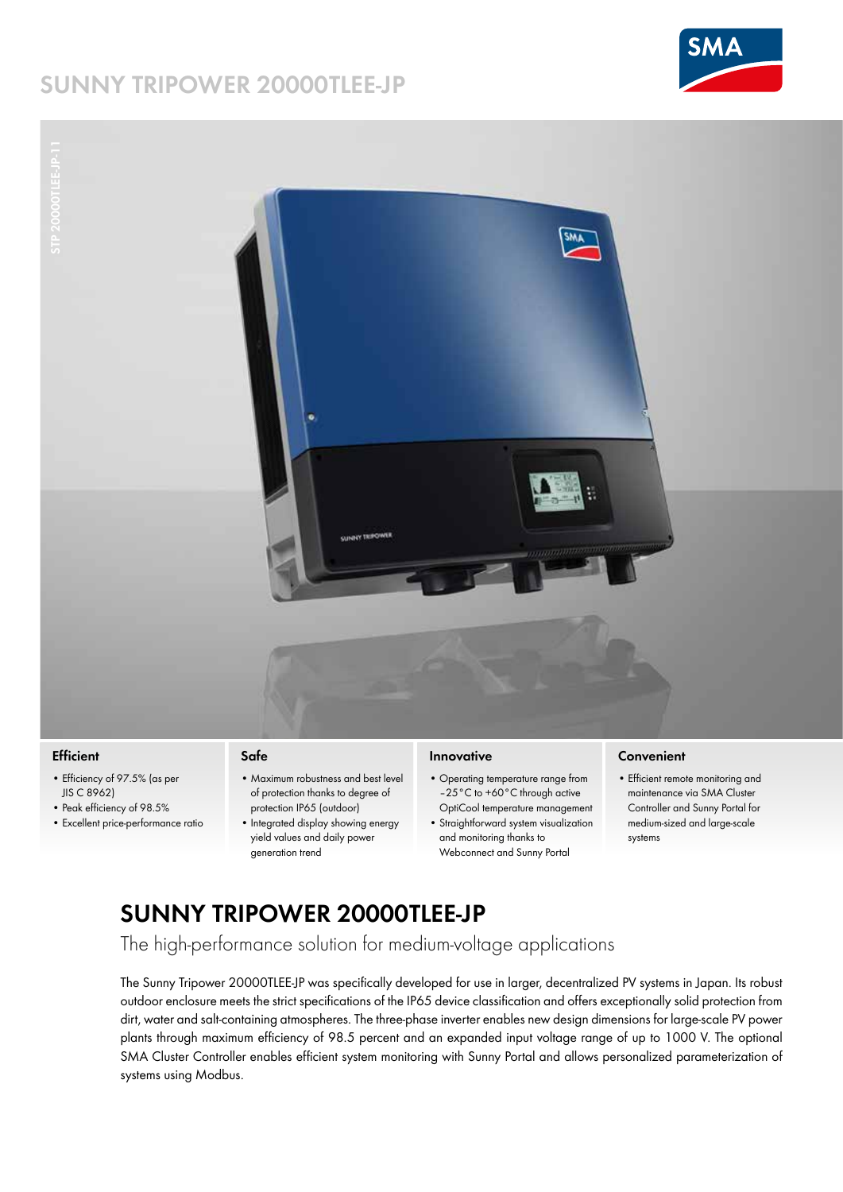# SUNNY TRIPOWER 20000TLEE-JP

STP 20000TLEE-JP-11

### Efficient

- Efficiency of 97.5% (as per JIS C 8962)
- Peak efficiency of 98.5%
- Excellent price-performance ratio

### Safe

- Maximum robustness and best level of protection thanks to degree of protection IP65 (outdoor)
- Integrated display showing energy yield values and daily power generation trend

### Innovative

- Operating temperature range from −25 °C to +60 °C through active OptiCool temperature management
- Straightforward system visualization and monitoring thanks to Webconnect and Sunny Portal

### Convenient

- Efficient remote monitoring and maintenance via SMA Cluster Controller and Sunny Portal for medium-sized and large-scale systems

## SUNNY TRIPOWER 20000TLEE-JP

The high-performance solution for medium-voltage applications

The Sunny Tripower 20000TLEE-JP was specifically developed for use in larger, decentralized PV systems in Japan. Its robust outdoor enclosure meets the strict specifications of the IP65 device classification and offers exceptionally solid protection from dirt, water and salt-containing atmospheres. The three-phase inverter enables new design dimensions for large-scale PV power plants through maximum efficiency of 98.5 percent and an expanded input voltage range of up to 1000 V. The optional SMA Cluster Controller enables efficient system monitoring with Sunny Portal and allows personalized parameterization of systems using Modbus.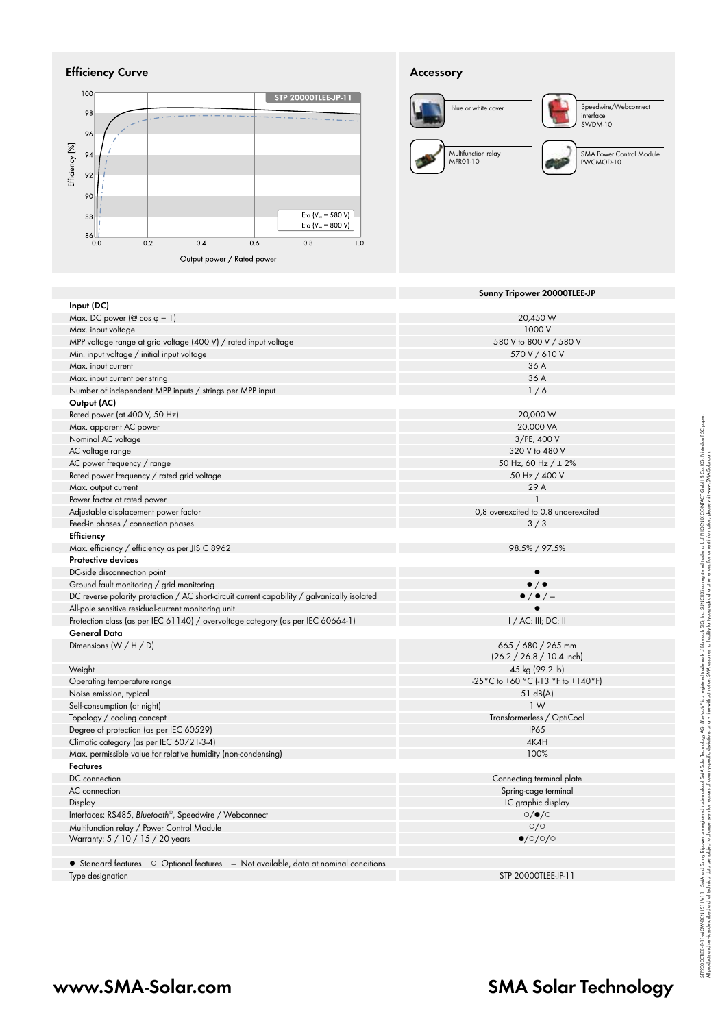## Efficiency Curve

STP 20000TLEE-JP-11

Efficiency [%]

100
98
96
94
92
90
88
86

0.0 0.2 0.4 0.6 0.8 1.0

Output power / Rated power

Eta ($V_{PV}$ = 580 V)
Eta ($V_{PV}$ = 800 V)

## Accessory

Blue or white cover

Speedwire/Webconnect interface SWDM-10

Multifunction relay MFR01-10

SMA Power Control Module PWCMOD-10

| | Sunny Tripower 20000TLEE-JP |
|---|---|
| **Input (DC)** | |
| Max. DC power (@ cos φ = 1) | 20,450 W |
| Max. input voltage | 1000 V |
| MPP voltage range at grid voltage (400 V) / rated input voltage | 580 V to 800 V / 580 V |
| Min. input voltage / initial input voltage | 570 V / 610 V |
| Max. input current | 36 A |
| Max. input current per string | 36 A |
| Number of independent MPP inputs / strings per MPP input | 1 / 6 |
| **Output (AC)** | |
| Rated power (at 400 V, 50 Hz) | 20,000 W |
| Max. apparent AC power | 20,000 VA |
| Nominal AC voltage | 3/PE, 400 V |
| AC voltage range | 320 V to 480 V |
| AC power frequency / range | 50 Hz, 60 Hz / ± 2% |
| Rated power frequency / rated grid voltage | 50 Hz / 400 V |
| Max. output current | 29 A |
| Power factor at rated power | 1 |
| Adjustable displacement power factor | 0,8 overexcited to 0.8 underexcited |
| Feed-in phases / connection phases | 3 / 3 |
| **Efficiency** | |
| Max. efficiency / efficiency as per JIS C 8962 | 98.5% / 97.5% |
| **Protective devices** | |
| DC-side disconnection point | ● |
| Ground fault monitoring / grid monitoring | ● / ● |
| DC reverse polarity protection / AC short-circuit current capability / galvanically isolated | ● / ● / – |
| All-pole sensitive residual-current monitoring unit | ● |
| Protection class (as per IEC 61140) / overvoltage category (as per IEC 60664-1) | I / AC: III; DC: II |
| **General Data** | |
| Dimensions (W / H / D) | 665 / 680 / 265 mm (26.2 / 26.8 / 10.4 inch) |
| Weight | 45 kg (99.2 lb) |
| Operating temperature range | -25°C to +60 °C (-13 °F to +140°F) |
| Noise emission, typical | 51 dB(A) |
| Self-consumption (at night) | 1 W |
| Topology / cooling concept | Transformerless / OptiCool |
| Degree of protection (as per IEC 60529) | IP65 |
| Climatic category (as per IEC 60721-3-4) | 4K4H |
| Max. permissible value for relative humidity (non-condensing) | 100% |
| **Features** | |
| DC connection | Connecting terminal plate |
| AC connection | Spring-cage terminal |
| Display | LC graphic display |
| Interfaces: RS485, *Bluetooth*®, Speedwire / Webconnect | ○/●/○ |
| Multifunction relay / Power Control Module | ○/○ |
| Warranty: 5 / 10 / 15 / 20 years | ●/○/○/○ |
| | |
| ● Standard features ○ Optional features – Not available, data at nominal conditions | |
| Type designation | STP 20000TLEE-JP-11 |

STP20000TLEE-JP-11-MOW-DEN1511-V11 SMA and Sunny Tripower are registered trademarks of SMA Solar Technology AG. Bluetooth® is a registered trademark of Bluetooth SIG, Inc. SUNCLIX is a registered trademark of PHOENIX CONTACT GmbH & Co. KG. Printed on FSC paper. All products and services described and all technical data are subject to change, even for reasons of country-specific deviations, at any time without notice. SMA assumes no liability for typographical or other errors. For current information, please visit www.SMA-Solar.com.

**www.SMA-Solar.com**

**SMA Solar Technology**